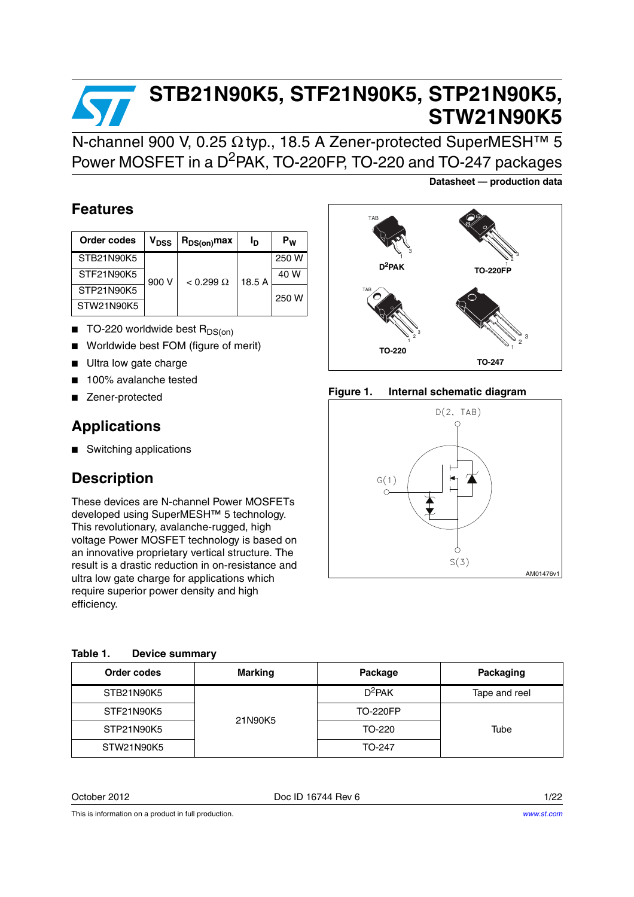# STB21N90K5, STF21N90K5, STP21N90K5, STW21N90K5

N-channel 900 V, 0.25 Ω typ., 18.5 A Zener-protected SuperMESH™ 5 Power MOSFET in a $D^2PAK$, TO-220FP, TO-220 and TO-247 packages

**Datasheet — production data**

## Features

| Order codes | $V_{DSS}$ | $R_{DS(on)}max$ | $I_D$ | $P_W$ |
|---|---|---|---|---|
| STB21N90K5 | 900 V | < 0.299 Ω | 18.5 A | 250 W |
| STF21N90K5 | | | | 40 W |
| STP21N90K5 | | | | 250 W |
| STW21N90K5 | | | | |

- TO-220 worldwide best $R_{DS(on)}$
- Worldwide best FOM (figure of merit)
- Ultra low gate charge
- 100% avalanche tested
- Zener-protected

## Applications

- Switching applications

## Description

These devices are N-channel Power MOSFETs developed using SuperMESH™ 5 technology. This revolutionary, avalanche-rugged, high voltage Power MOSFET technology is based on an innovative proprietary vertical structure. The result is a drastic reduction in on-resistance and ultra low gate charge for applications which require superior power density and high efficiency.

$D^2PAK$, TO-220FP, TO-220, TO-247

**Figure 1. Internal schematic diagram**

D(2, TAB), G(1), S(3)

AM01476v1

**Table 1. Device summary**

| Order codes | Marking | Package | Packaging |
|---|---|---|---|
| STB21N90K5 | 21N90K5 | $D^2PAK$ | Tape and reel |
| STF21N90K5 | | TO-220FP | Tube |
| STP21N90K5 | | TO-220 | |
| STW21N90K5 | | TO-247 | |

October 2012 Doc ID 16744 Rev 6

This is information on a product in full production.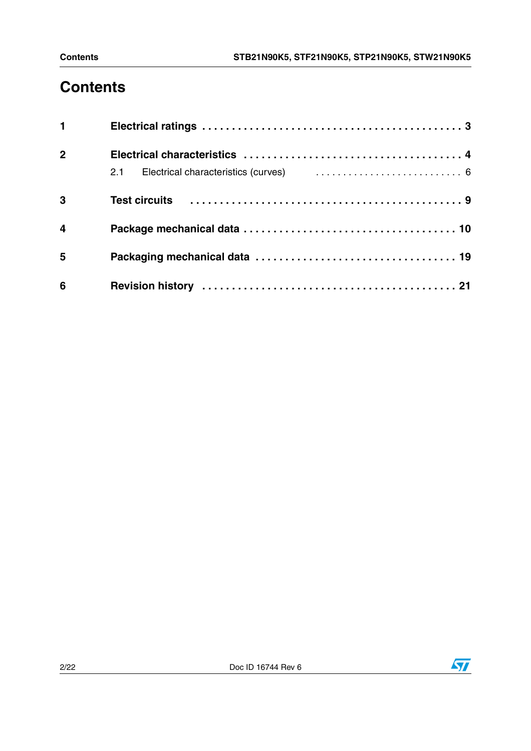# Contents

| | | |
|---|---|---|
| **1** | **Electrical ratings** | **3** |
| **2** | **Electrical characteristics** | **4** |
| | 2.1 Electrical characteristics (curves) | 6 |
| **3** | **Test circuits** | **9** |
| **4** | **Package mechanical data** | **10** |
| **5** | **Packaging mechanical data** | **19** |
| **6** | **Revision history** | **21** |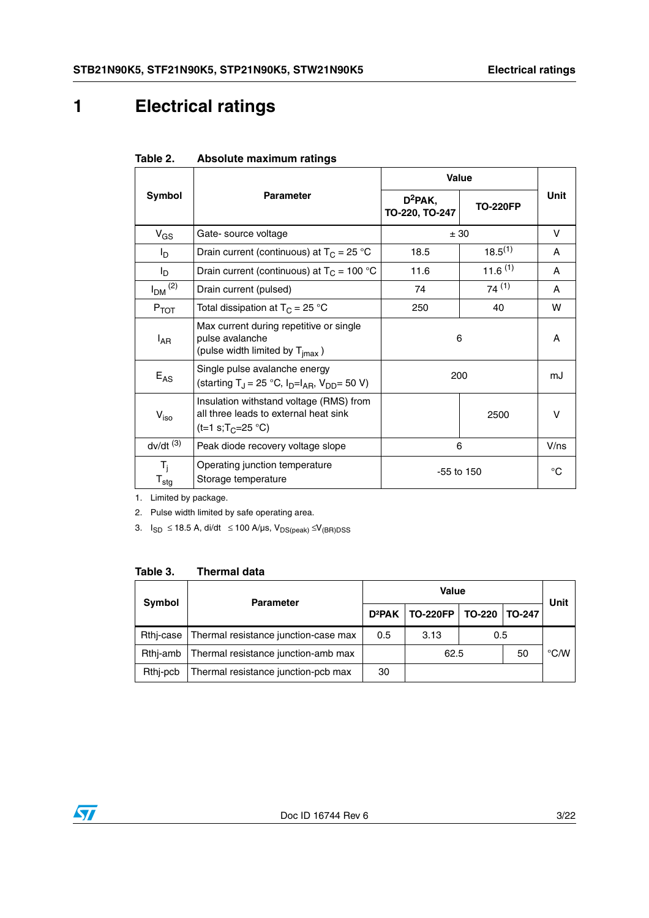# 1 Electrical ratings

**Table 2. Absolute maximum ratings**

| Symbol | Parameter | Value | | Unit |
|---|---|---|---|---|
| | | $D^2PAK$, TO-220, TO-247 | TO-220FP | |
| $V_{GS}$ | Gate- source voltage | ± 30 | | V |
| $I_D$ | Drain current (continuous) at $T_C$ = 25 °C | 18.5 | 18.5 [1] | A |
| $I_D$ | Drain current (continuous) at $T_C$ = 100 °C | 11.6 | 11.6 [1] | A |
| $I_{DM}$ [2] | Drain current (pulsed) | 74 | 74 [1] | A |
| $P_{TOT}$ | Total dissipation at $T_C$ = 25 °C | 250 | 40 | W |
| $I_{AR}$ | Max current during repetitive or single pulse avalanche (pulse width limited by $T_{jmax}$ ) | 6 | | A |
| $E_{AS}$ | Single pulse avalanche energy (starting $T_J$ = 25 °C, $I_D$=$I_{AR}$, $V_{DD}$= 50 V) | 200 | | mJ |
| $V_{iso}$ | Insulation withstand voltage (RMS) from all three leads to external heat sink (t=1 s;$T_C$=25 °C) | | 2500 | V |
| dv/dt [3] | Peak diode recovery voltage slope | 6 | | V/ns |
| $T_j$ <br> $T_{stg}$ | Operating junction temperature <br> Storage temperature | -55 to 150 | | °C |

1. Limited by package.
2. Pulse width limited by safe operating area.
3. $I_{SD} \leq 18.5$ A, di/dt $\leq 100$ A/µs, $V_{DS(peak)} \leq V_{(BR)DSS}$

**Table 3. Thermal data**

| Symbol | Parameter | Value | | | | Unit |
|---|---|---|---|---|---|---|
| | | D²PAK | TO-220FP | TO-220 | TO-247 | |
| Rthj-case | Thermal resistance junction-case max | 0.5 | 3.13 | 0.5 | | °C/W |
| Rthj-amb | Thermal resistance junction-amb max | | 62.5 | | 50 | °C/W |
| Rthj-pcb | Thermal resistance junction-pcb max | 30 | | | | °C/W |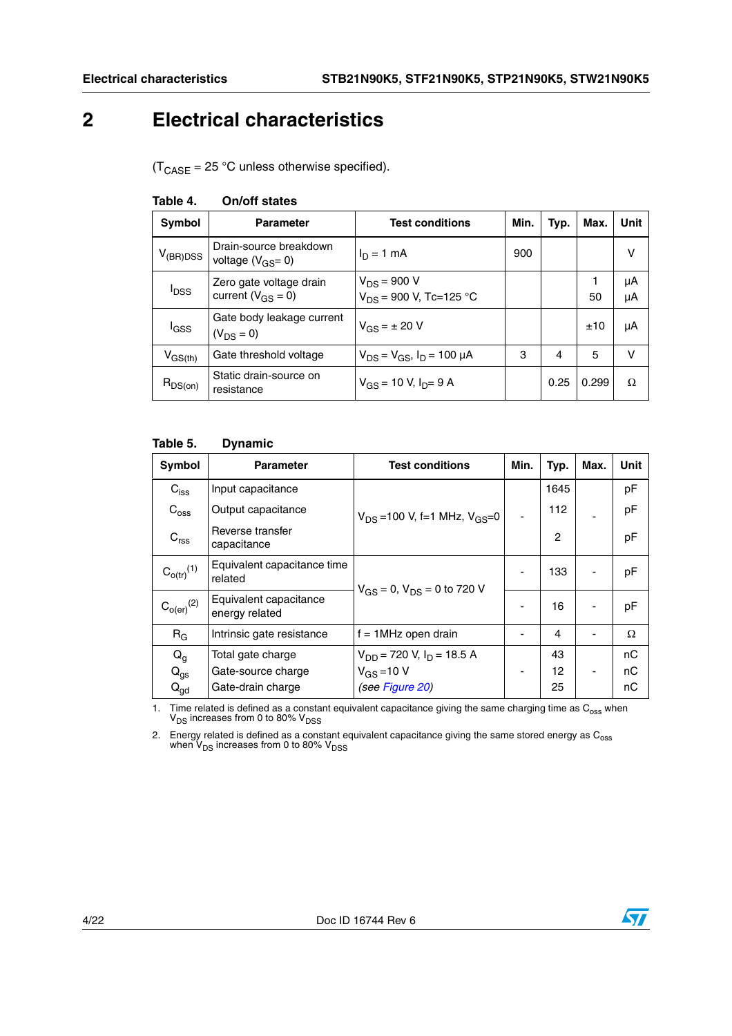# 2 Electrical characteristics

($T_{CASE}$ = 25 °C unless otherwise specified).

**Table 4. On/off states**

| Symbol | Parameter | Test conditions | Min. | Typ. | Max. | Unit |
|---|---|---|---|---|---|---|
| $V_{(BR)DSS}$ | Drain-source breakdown voltage ($V_{GS}$= 0) | $I_D$ = 1 mA | 900 | | | V |
| $I_{DSS}$ | Zero gate voltage drain current ($V_{GS}$ = 0) | $V_{DS}$ = 900 V<br>$V_{DS}$ = 900 V, Tc=125 °C | | | 1<br>50 | µA<br>µA |
| $I_{GSS}$ | Gate body leakage current ($V_{DS}$ = 0) | $V_{GS}$ = ± 20 V | | | ±10 | µA |
| $V_{GS(th)}$ | Gate threshold voltage | $V_{DS}$ = $V_{GS}$, $I_D$ = 100 µA | 3 | 4 | 5 | V |
| $R_{DS(on)}$ | Static drain-source on resistance | $V_{GS}$ = 10 V, $I_D$= 9 A | | 0.25 | 0.299 | Ω |

**Table 5. Dynamic**

| Symbol | Parameter | Test conditions | Min. | Typ. | Max. | Unit |
|---|---|---|---|---|---|---|
| $C_{iss}$<br>$C_{oss}$<br>$C_{rss}$ | Input capacitance<br>Output capacitance<br>Reverse transfer capacitance | $V_{DS}$ =100 V, f=1 MHz, $V_{GS}$=0 | - | 1645<br>112<br>2 | - | pF<br>pF<br>pF |
| $C_{o(tr)}$ (1) | Equivalent capacitance time related | $V_{GS}$ = 0, $V_{DS}$ = 0 to 720 V | - | 133 | - | pF |
| $C_{o(er)}$ (2) | Equivalent capacitance energy related | $V_{GS}$ = 0, $V_{DS}$ = 0 to 720 V | - | 16 | - | pF |
| $R_G$ | Intrinsic gate resistance | f = 1MHz open drain | - | 4 | - | Ω |
| $Q_g$<br>$Q_{gs}$<br>$Q_{gd}$ | Total gate charge<br>Gate-source charge<br>Gate-drain charge | $V_{DD}$ = 720 V, $I_D$ = 18.5 A<br>$V_{GS}$ =10 V<br>*(see Figure 20)* | - | 43<br>12<br>25 | - | nC<br>nC<br>nC |

1. Time related is defined as a constant equivalent capacitance giving the same charging time as $C_{oss}$ when $V_{DS}$ increases from 0 to 80% $V_{DSS}$
2. Energy related is defined as a constant equivalent capacitance giving the same stored energy as $C_{oss}$ when $V_{DS}$ increases from 0 to 80% $V_{DSS}$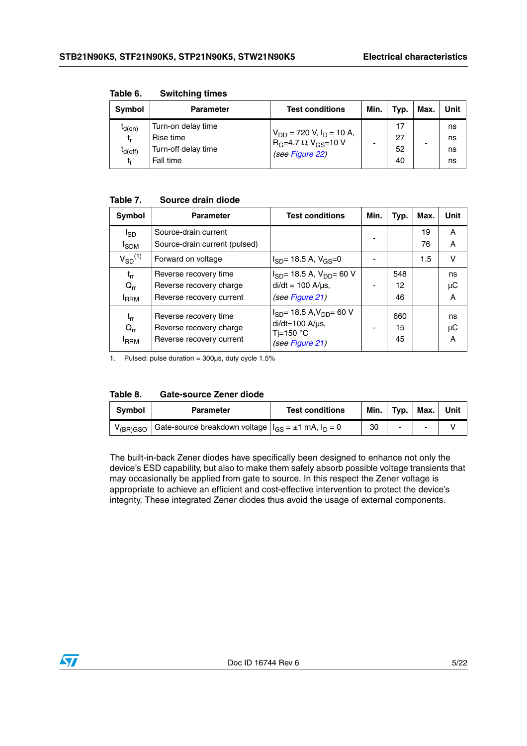Table 6. Switching times

| Symbol | Parameter | Test conditions | Min. | Typ. | Max. | Unit |
|---|---|---|---|---|---|---|
| $t_{d(on)}$<br>$t_r$<br>$t_{d(off)}$<br>$t_f$ | Turn-on delay time<br>Rise time<br>Turn-off delay time<br>Fall time | $V_{DD}$ = 720 V, $I_D$ = 10 A, $R_G$=4.7 Ω $V_{GS}$=10 V<br>*(see Figure 22)* | - | 17<br>27<br>52<br>40 | - | ns<br>ns<br>ns<br>ns |

Table 7. Source drain diode

| Symbol | Parameter | Test conditions | Min. | Typ. | Max. | Unit |
|---|---|---|---|---|---|---|
| $I_{SD}$<br>$I_{SDM}$ | Source-drain current<br>Source-drain current (pulsed) | | - | | 19<br>76 | A<br>A |
| $V_{SD}$(1) | Forward on voltage | $I_{SD}$= 18.5 A, $V_{GS}$=0 | - | | 1.5 | V |
| $t_{rr}$<br>$Q_{rr}$<br>$I_{RRM}$ | Reverse recovery time<br>Reverse recovery charge<br>Reverse recovery current | $I_{SD}$= 18.5 A, $V_{DD}$= 60 V<br>di/dt = 100 A/µs,<br>*(see Figure 21)* | - | 548<br>12<br>46 | | ns<br>µC<br>A |
| $t_{rr}$<br>$Q_{rr}$<br>$I_{RRM}$ | Reverse recovery time<br>Reverse recovery charge<br>Reverse recovery current | $I_{SD}$= 18.5 A,$V_{DD}$= 60 V<br>di/dt=100 A/µs,<br>Tj=150 °C<br>*(see Figure 21)* | - | 660<br>15<br>45 | | ns<br>µC<br>A |

1. Pulsed: pulse duration = 300µs, duty cycle 1.5%

Table 8. Gate-source Zener diode

| Symbol | Parameter | Test conditions | Min. | Typ. | Max. | Unit |
|---|---|---|---|---|---|---|
| $V_{(BR)GSO}$ | Gate-source breakdown voltage | $I_{GS}$ = ±1 mA, $I_D$ = 0 | 30 | - | - | V |

The built-in-back Zener diodes have specifically been designed to enhance not only the device's ESD capability, but also to make them safely absorb possible voltage transients that may occasionally be applied from gate to source. In this respect the Zener voltage is appropriate to achieve an efficient and cost-effective intervention to protect the device's integrity. These integrated Zener diodes thus avoid the usage of external components.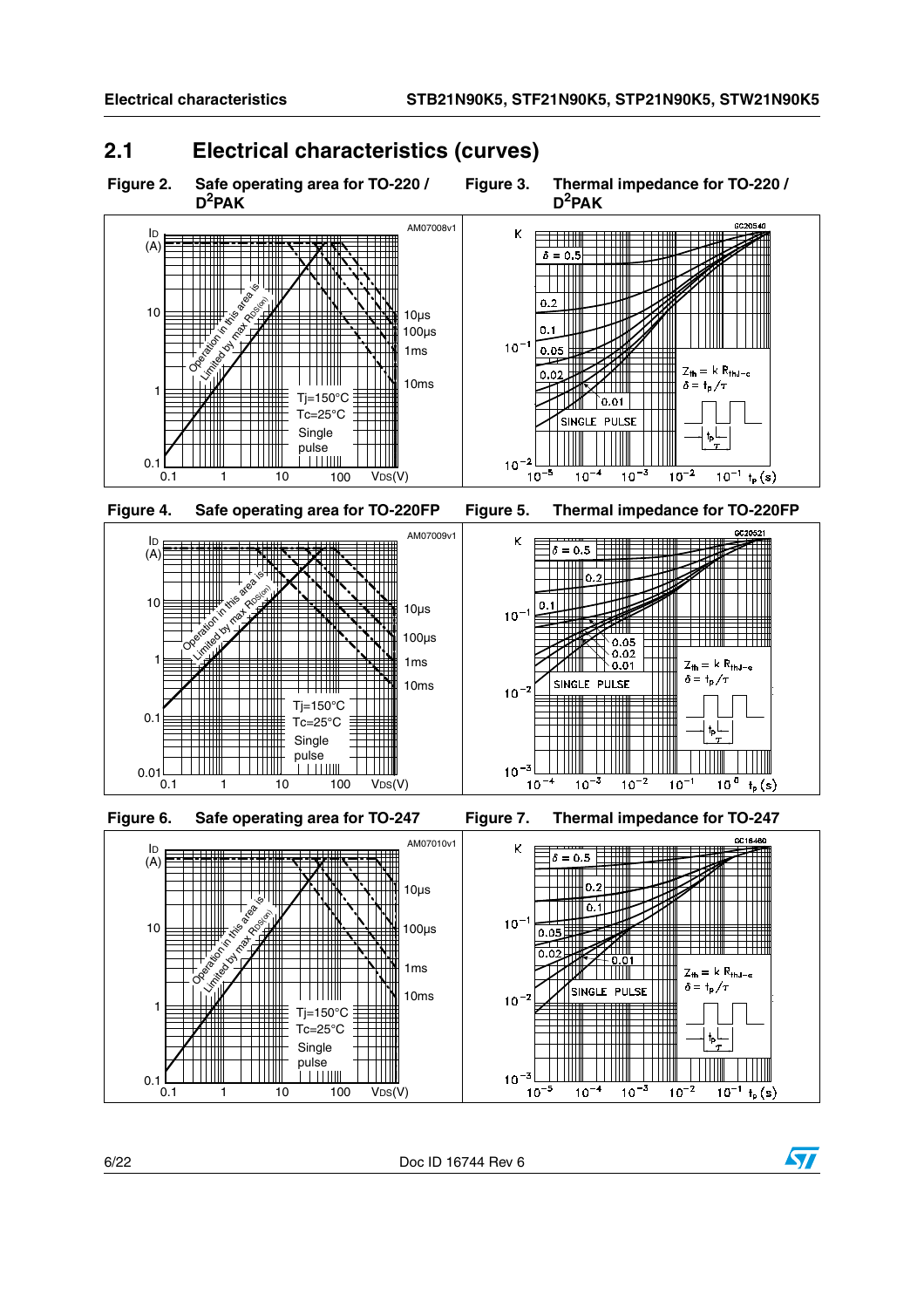## 2.1 Electrical characteristics (curves)

Figure 2. Safe operating area for TO-220 / $D^2PAK$

Figure 3. Thermal impedance for TO-220 / $D^2PAK$

Figure 4. Safe operating area for TO-220FP

Figure 5. Thermal impedance for TO-220FP

Figure 6. Safe operating area for TO-247

Figure 7. Thermal impedance for TO-247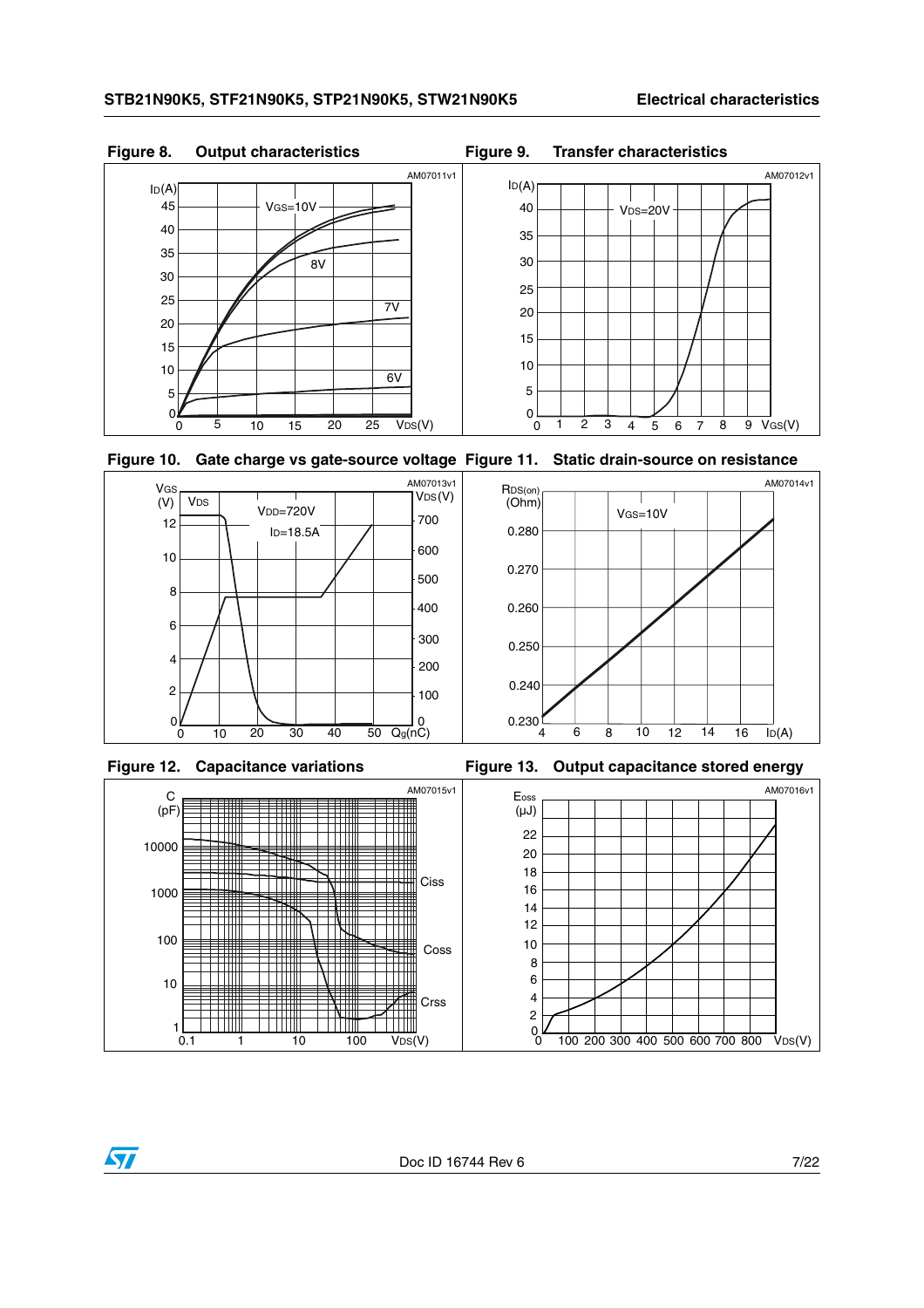**Figure 8. Output characteristics**

**Figure 9. Transfer characteristics**

**Figure 10. Gate charge vs gate-source voltage**

**Figure 11. Static drain-source on resistance**

**Figure 12. Capacitance variations**

**Figure 13. Output capacitance stored energy**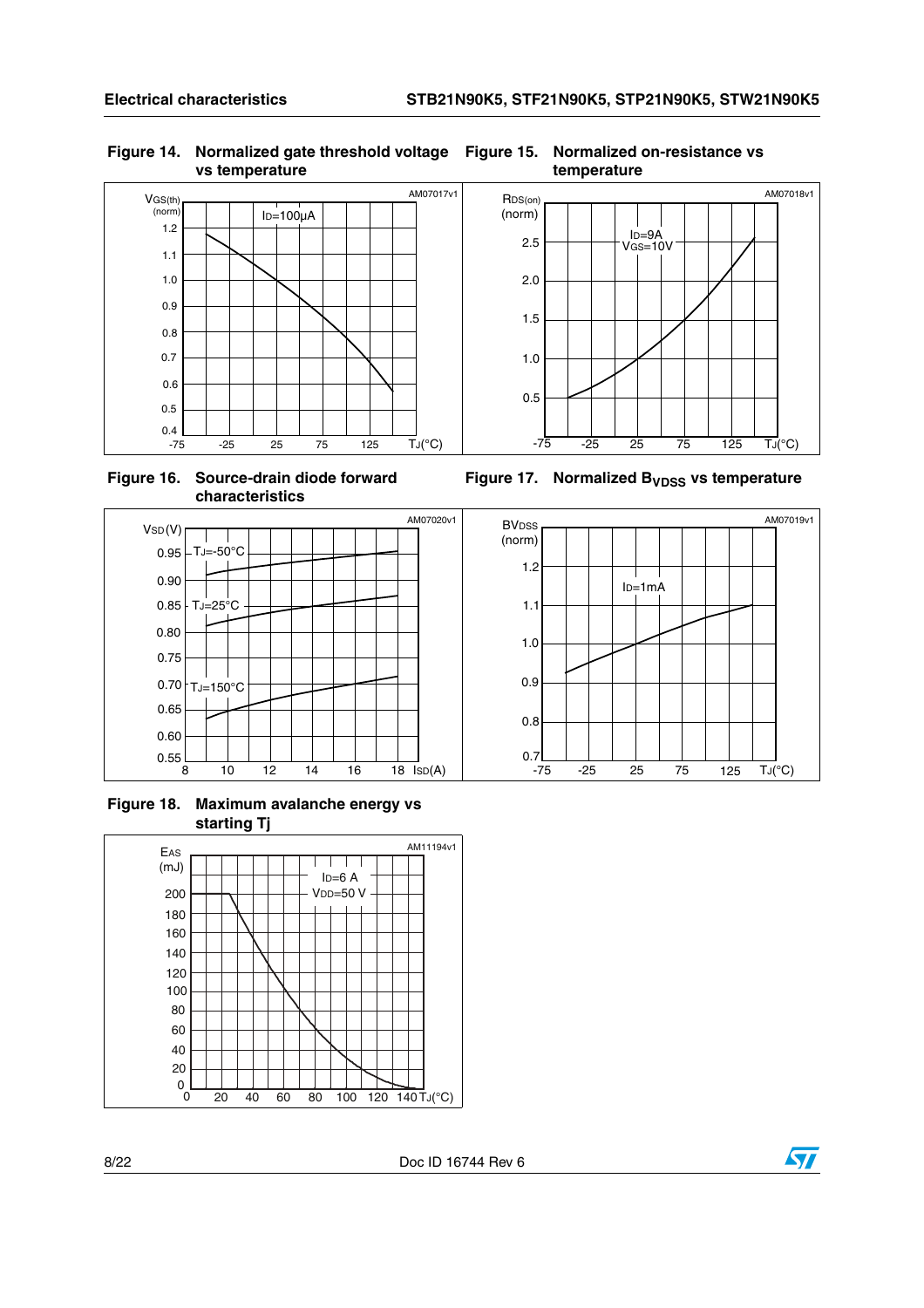**Figure 14. Normalized gate threshold voltage vs temperature**

**Figure 15. Normalized on-resistance vs temperature**

**Figure 16. Source-drain diode forward characteristics**

**Figure 17. Normalized $B_{VDSS}$ vs temperature**

**Figure 18. Maximum avalanche energy vs starting Tj**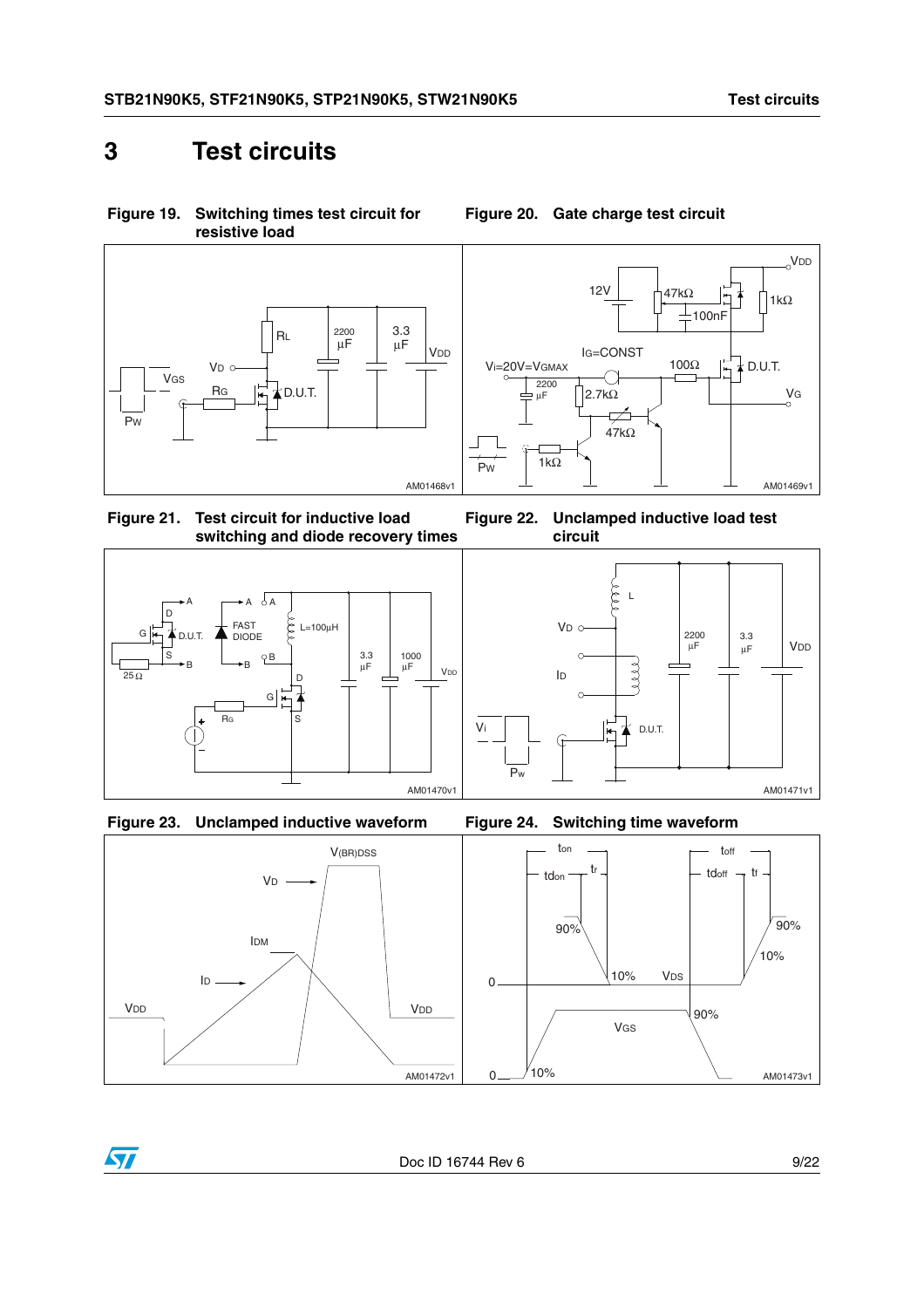# 3 Test circuits

**Figure 19. Switching times test circuit for resistive load**

**Figure 20. Gate charge test circuit**

**Figure 21. Test circuit for inductive load switching and diode recovery times**

**Figure 22. Unclamped inductive load test circuit**

**Figure 23. Unclamped inductive waveform**

**Figure 24. Switching time waveform**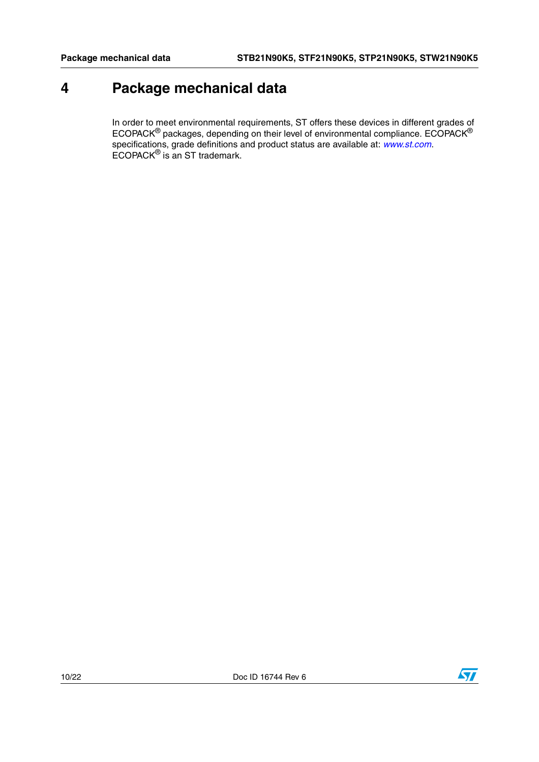# 4 Package mechanical data

In order to meet environmental requirements, ST offers these devices in different grades of ECOPACK® packages, depending on their level of environmental compliance. ECOPACK® specifications, grade definitions and product status are available at: *www.st.com*. ECOPACK® is an ST trademark.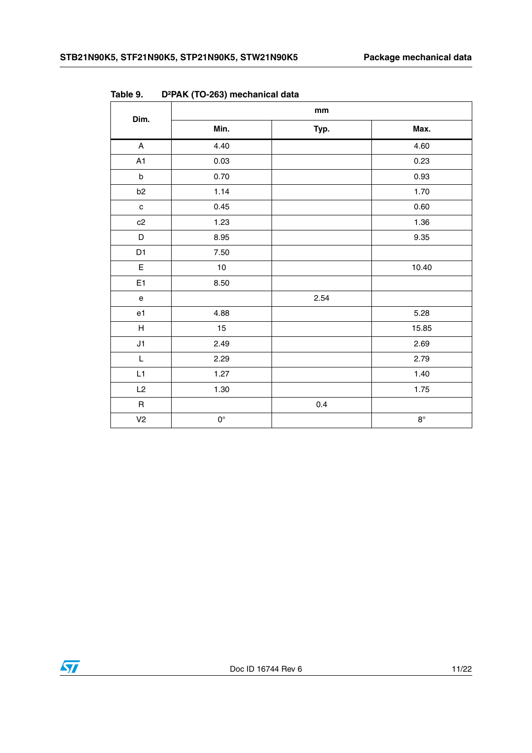Table 9. D²PAK (TO-263) mechanical data

| Dim. | mm | | |
|---|---|---|---|
| | Min. | Typ. | Max. |
| A | 4.40 | | 4.60 |
| A1 | 0.03 | | 0.23 |
| b | 0.70 | | 0.93 |
| b2 | 1.14 | | 1.70 |
| c | 0.45 | | 0.60 |
| c2 | 1.23 | | 1.36 |
| D | 8.95 | | 9.35 |
| D1 | 7.50 | | |
| E | 10 | | 10.40 |
| E1 | 8.50 | | |
| e | | 2.54 | |
| e1 | 4.88 | | 5.28 |
| H | 15 | | 15.85 |
| J1 | 2.49 | | 2.69 |
| L | 2.29 | | 2.79 |
| L1 | 1.27 | | 1.40 |
| L2 | 1.30 | | 1.75 |
| R | | 0.4 | |
| V2 | 0° | | 8° |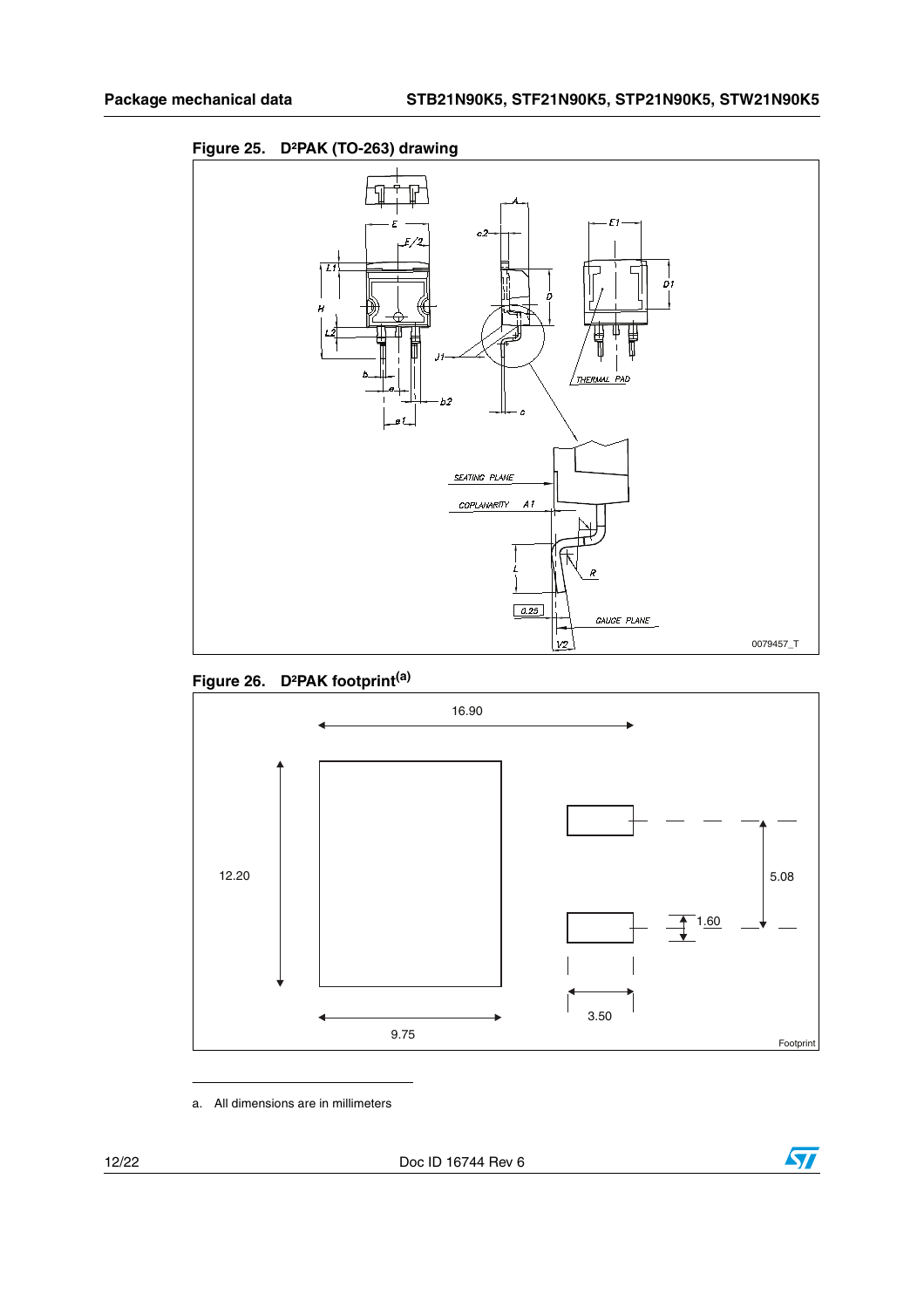**Figure 25. D²PAK (TO-263) drawing**

**Figure 26. D²PAK footprint[(a)]**

a. All dimensions are in millimeters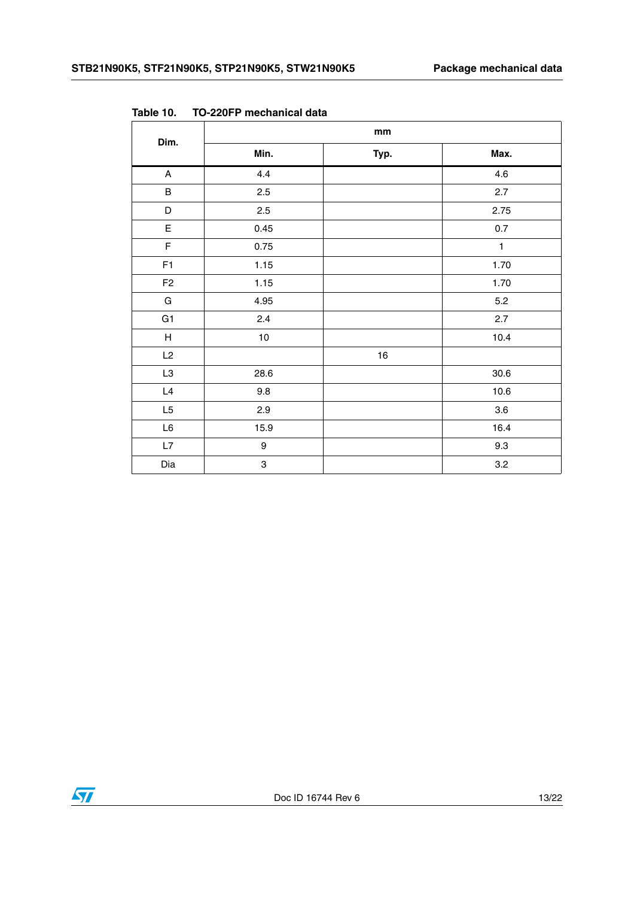Table 10. TO-220FP mechanical data

| Dim. | mm | | |
|---|---|---|---|
| | Min. | Typ. | Max. |
| A | 4.4 | | 4.6 |
| B | 2.5 | | 2.7 |
| D | 2.5 | | 2.75 |
| E | 0.45 | | 0.7 |
| F | 0.75 | | 1 |
| F1 | 1.15 | | 1.70 |
| F2 | 1.15 | | 1.70 |
| G | 4.95 | | 5.2 |
| G1 | 2.4 | | 2.7 |
| H | 10 | | 10.4 |
| L2 | | 16 | |
| L3 | 28.6 | | 30.6 |
| L4 | 9.8 | | 10.6 |
| L5 | 2.9 | | 3.6 |
| L6 | 15.9 | | 16.4 |
| L7 | 9 | | 9.3 |
| Dia | 3 | | 3.2 |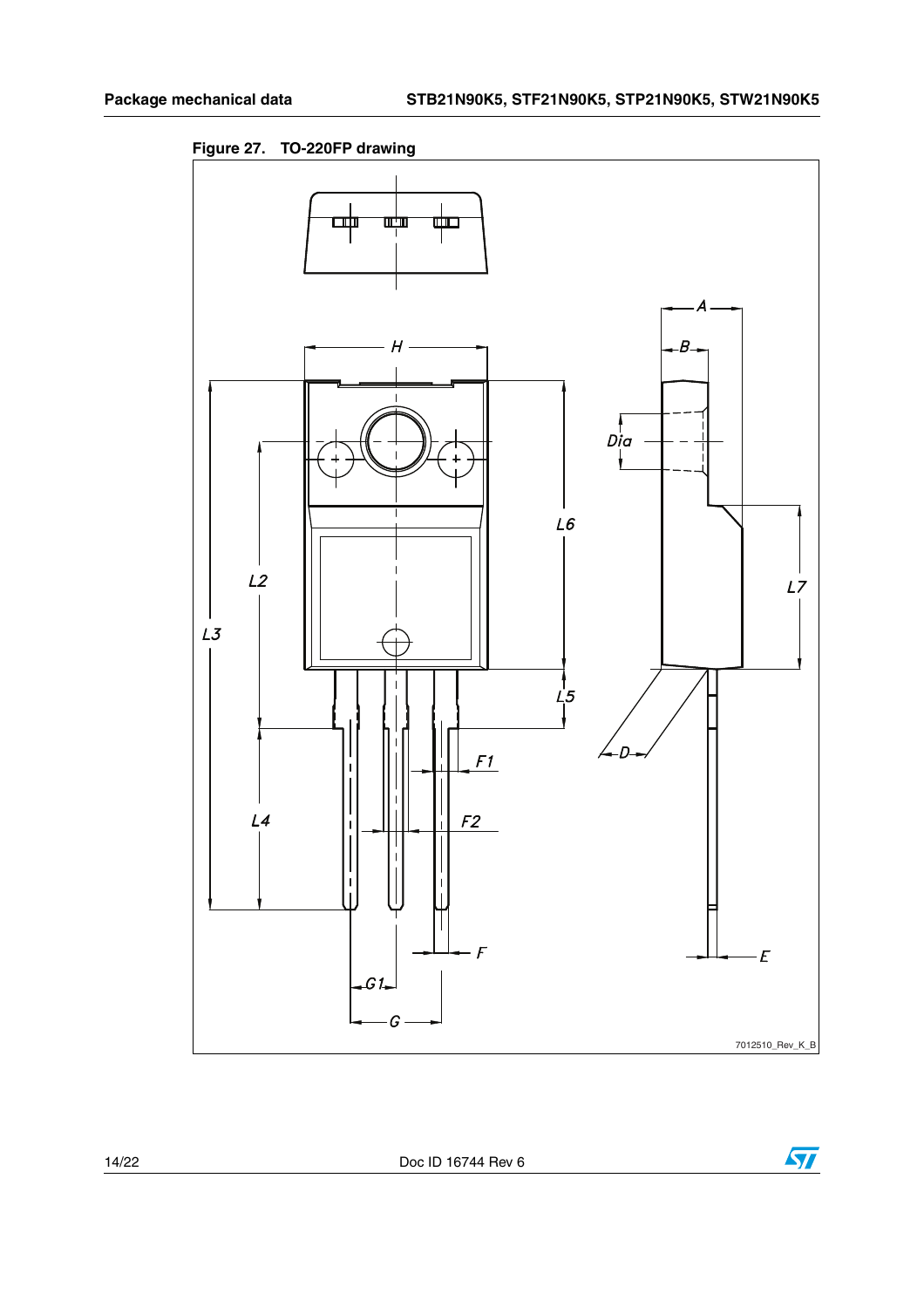Figure 27. TO-220FP drawing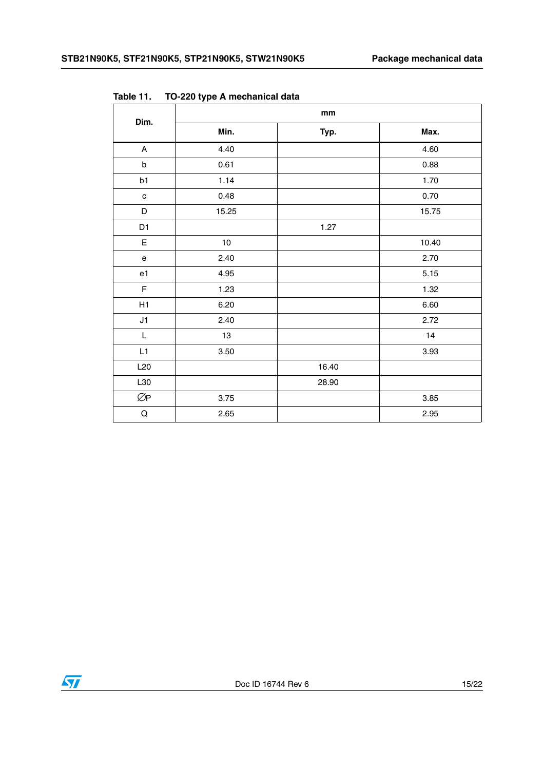Table 11. TO-220 type A mechanical data

| Dim. | mm | | |
|---|---|---|---|
| | Min. | Typ. | Max. |
| A | 4.40 | | 4.60 |
| b | 0.61 | | 0.88 |
| b1 | 1.14 | | 1.70 |
| c | 0.48 | | 0.70 |
| D | 15.25 | | 15.75 |
| D1 | | 1.27 | |
| E | 10 | | 10.40 |
| e | 2.40 | | 2.70 |
| e1 | 4.95 | | 5.15 |
| F | 1.23 | | 1.32 |
| H1 | 6.20 | | 6.60 |
| J1 | 2.40 | | 2.72 |
| L | 13 | | 14 |
| L1 | 3.50 | | 3.93 |
| L20 | | 16.40 | |
| L30 | | 28.90 | |
| ∅P | 3.75 | | 3.85 |
| Q | 2.65 | | 2.95 |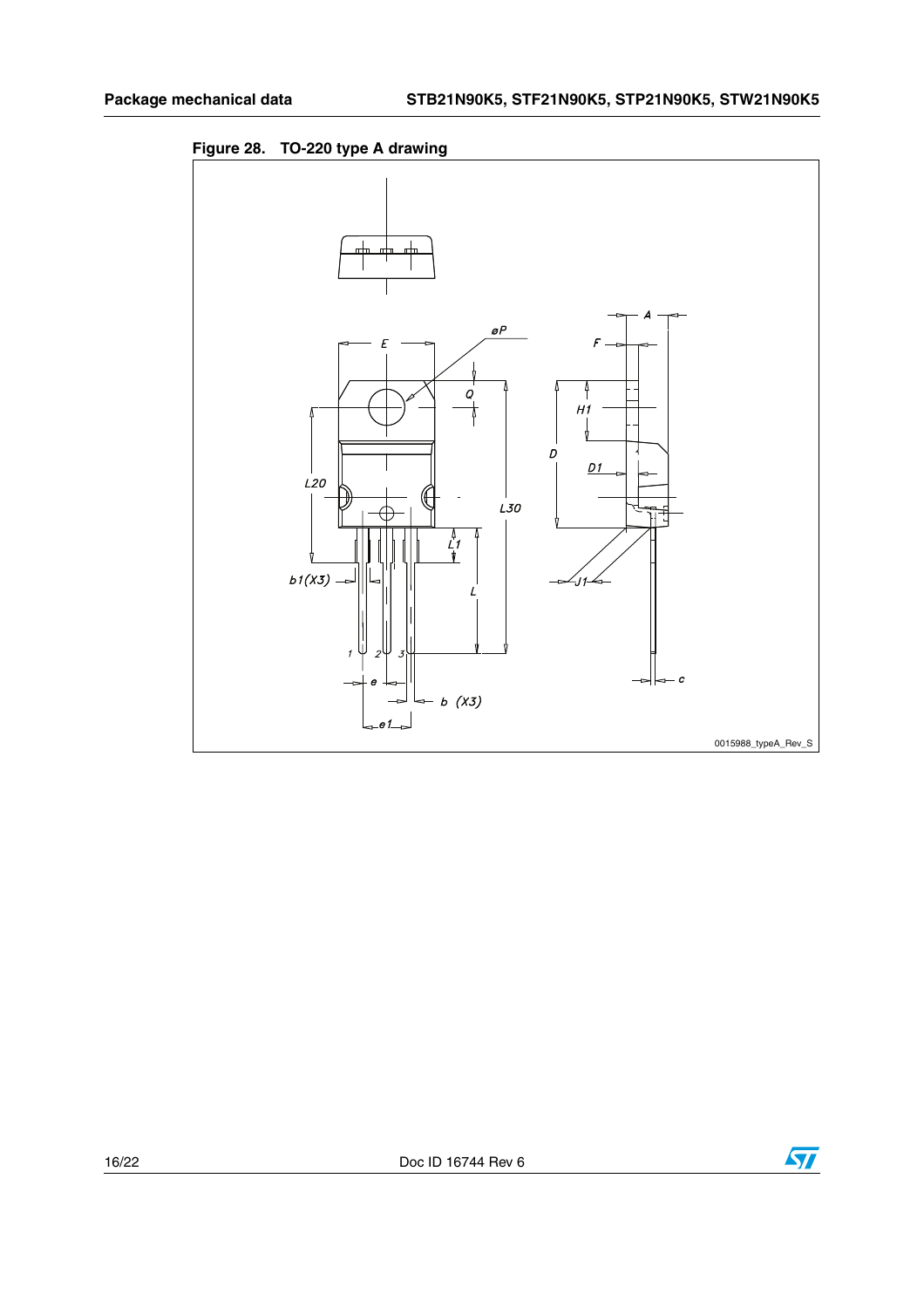**Figure 28. TO-220 type A drawing**

0015988_typeA_Rev_S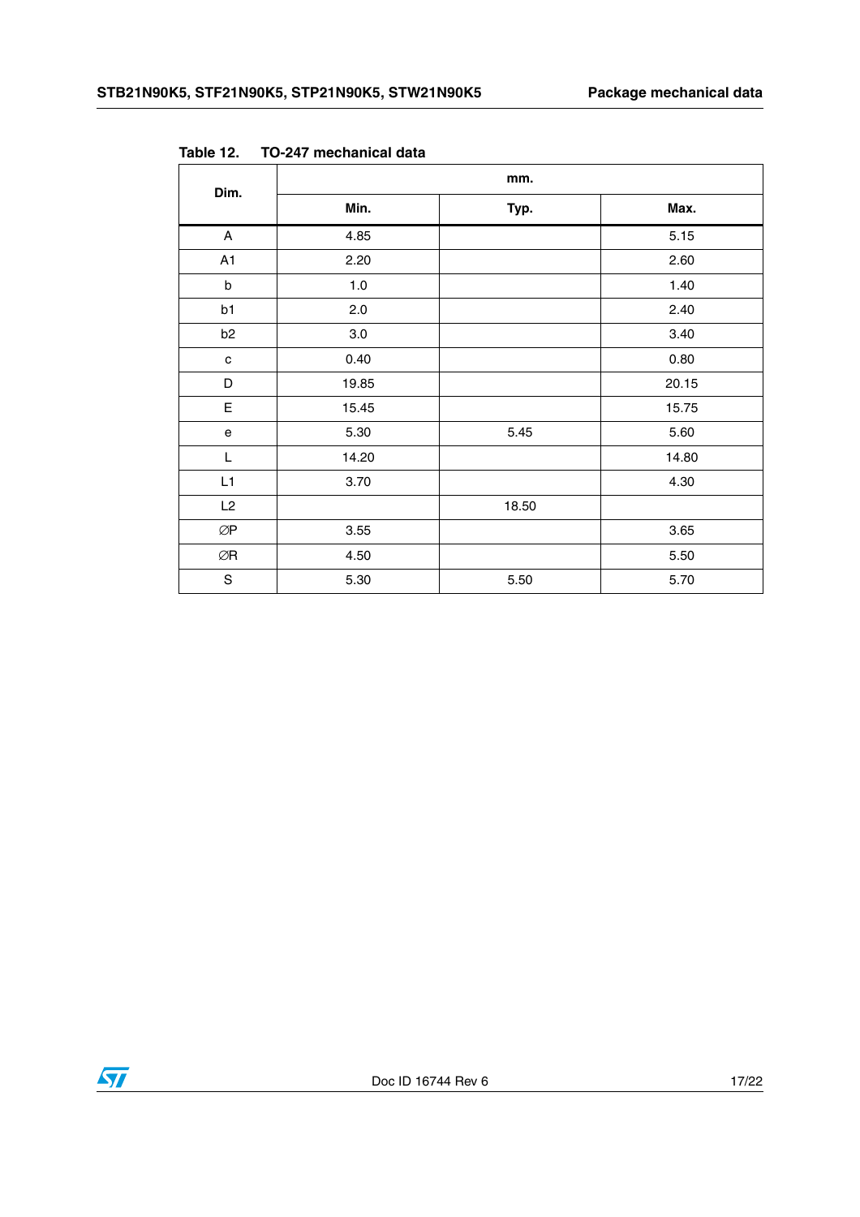Table 12. TO-247 mechanical data

| Dim. | mm. | | |
|---|---|---|---|
| | Min. | Typ. | Max. |
| A | 4.85 | | 5.15 |
| A1 | 2.20 | | 2.60 |
| b | 1.0 | | 1.40 |
| b1 | 2.0 | | 2.40 |
| b2 | 3.0 | | 3.40 |
| c | 0.40 | | 0.80 |
| D | 19.85 | | 20.15 |
| E | 15.45 | | 15.75 |
| e | 5.30 | 5.45 | 5.60 |
| L | 14.20 | | 14.80 |
| L1 | 3.70 | | 4.30 |
| L2 | | 18.50 | |
| ∅P | 3.55 | | 3.65 |
| ∅R | 4.50 | | 5.50 |
| S | 5.30 | 5.50 | 5.70 |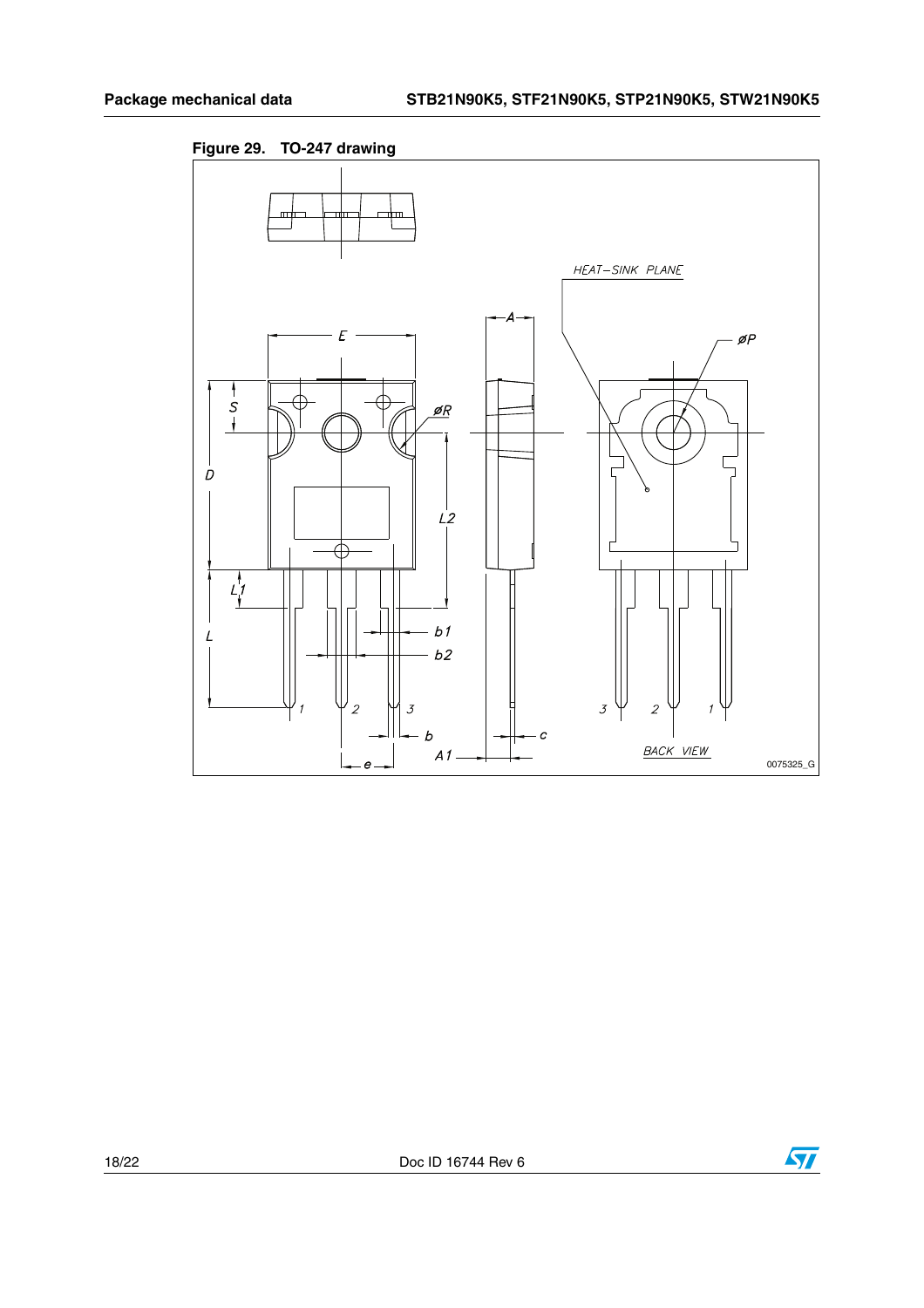**Figure 29. TO-247 drawing**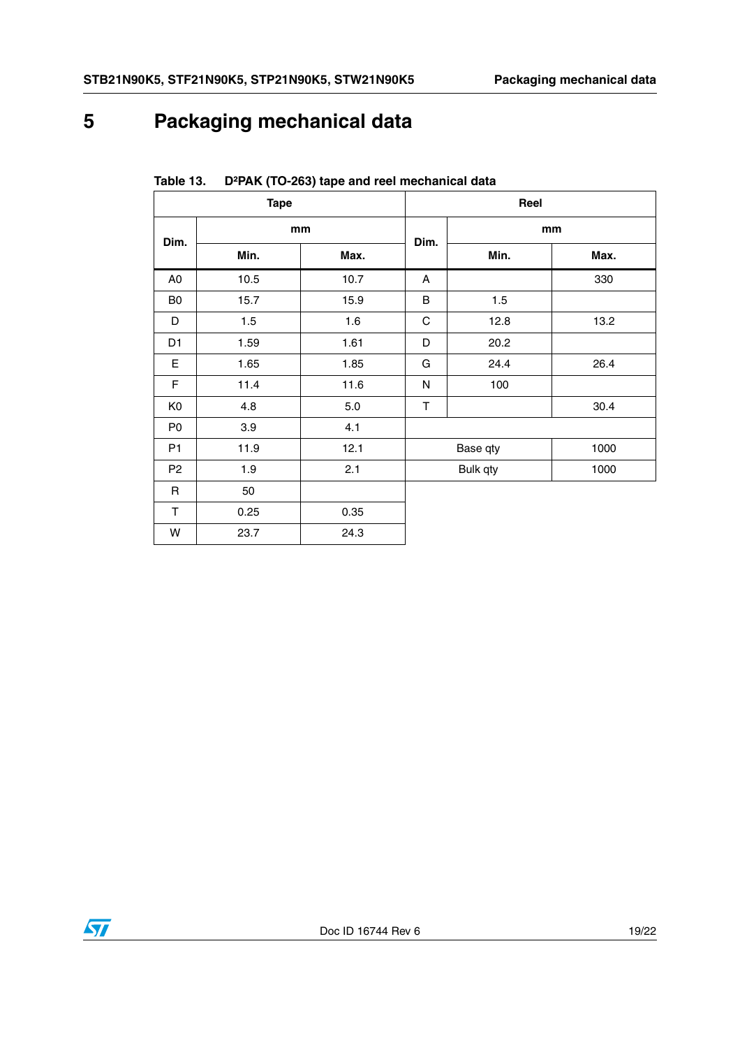# 5 Packaging mechanical data

Table 13. D²PAK (TO-263) tape and reel mechanical data

| Tape | | | Reel | | |
|---|---|---|---|---|---|
| Dim. | mm | | Dim. | mm | |
| | Min. | Max. | | Min. | Max. |
| A0 | 10.5 | 10.7 | A | | 330 |
| B0 | 15.7 | 15.9 | B | 1.5 | |
| D | 1.5 | 1.6 | C | 12.8 | 13.2 |
| D1 | 1.59 | 1.61 | D | 20.2 | |
| E | 1.65 | 1.85 | G | 24.4 | 26.4 |
| F | 11.4 | 11.6 | N | 100 | |
| K0 | 4.8 | 5.0 | T | | 30.4 |
| P0 | 3.9 | 4.1 | | | |
| P1 | 11.9 | 12.1 | Base qty | | 1000 |
| P2 | 1.9 | 2.1 | Bulk qty | | 1000 |
| R | 50 | | | | |
| T | 0.25 | 0.35 | | | |
| W | 23.7 | 24.3 | | | |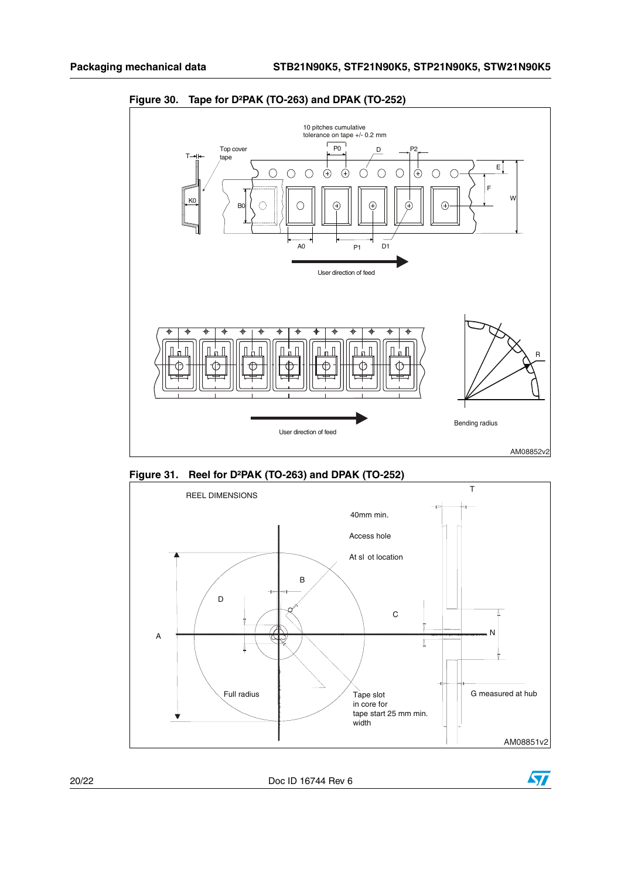**Figure 30. Tape for D²PAK (TO-263) and DPAK (TO-252)**

**Figure 31. Reel for D²PAK (TO-263) and DPAK (TO-252)**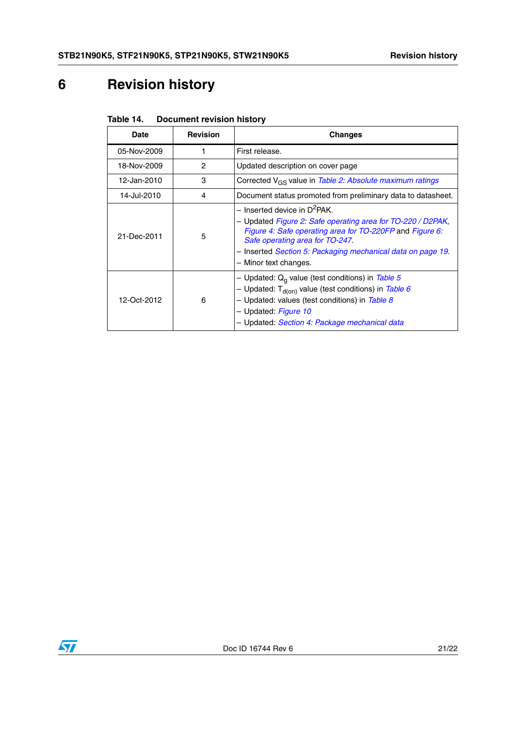# 6 Revision history

**Table 14. Document revision history**

| Date | Revision | Changes |
|---|---|---|
| 05-Nov-2009 | 1 | First release. |
| 18-Nov-2009 | 2 | Updated description on cover page |
| 12-Jan-2010 | 3 | Corrected $V_{GS}$ value in *Table 2: Absolute maximum ratings* |
| 14-Jul-2010 | 4 | Document status promoted from preliminary data to datasheet. |
| 21-Dec-2011 | 5 | – Inserted device in $D^2$PAK.<br>– Updated *Figure 2: Safe operating area for TO-220 / D2PAK*, *Figure 4: Safe operating area for TO-220FP* and *Figure 6: Safe operating area for TO-247*.<br>– Inserted *Section 5: Packaging mechanical data on page 19*.<br>– Minor text changes. |
| 12-Oct-2012 | 6 | – Updated: $Q_g$ value (test conditions) in *Table 5*<br>– Updated: $T_{d(on)}$ value (test conditions) in *Table 6*<br>– Updated: values (test conditions) in *Table 8*<br>– Updated: *Figure 10*<br>– Updated: *Section 4: Package mechanical data* |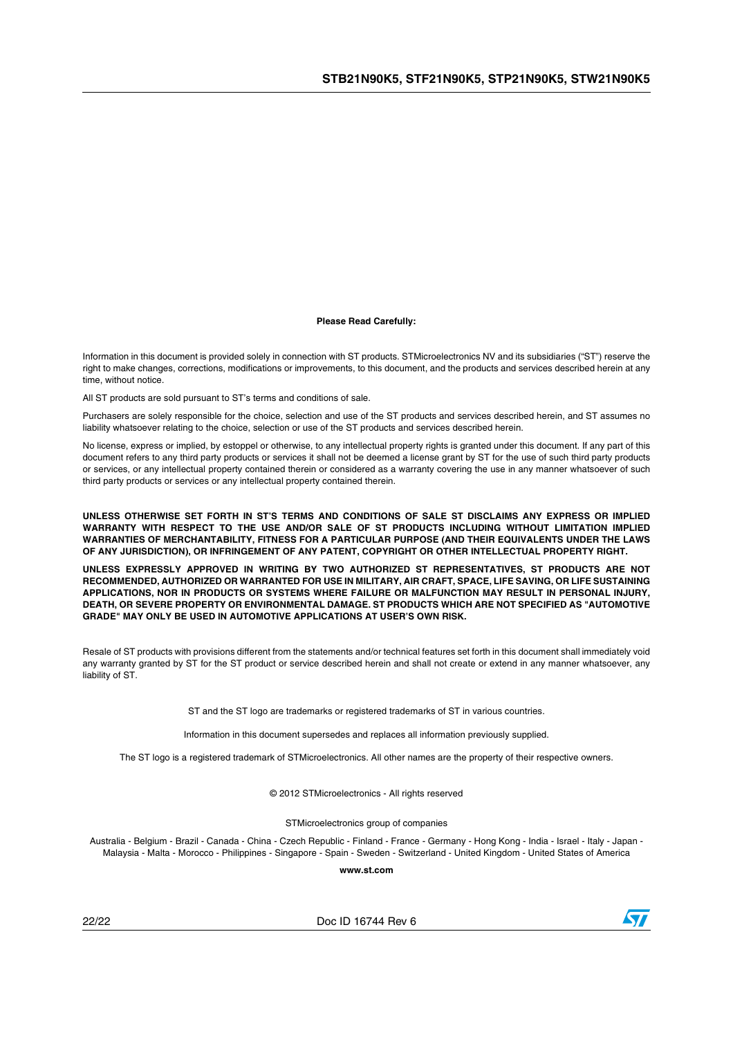**Please Read Carefully:**

Information in this document is provided solely in connection with ST products. STMicroelectronics NV and its subsidiaries (“ST”) reserve the right to make changes, corrections, modifications or improvements, to this document, and the products and services described herein at any time, without notice.

All ST products are sold pursuant to ST’s terms and conditions of sale.

Purchasers are solely responsible for the choice, selection and use of the ST products and services described herein, and ST assumes no liability whatsoever relating to the choice, selection or use of the ST products and services described herein.

No license, express or implied, by estoppel or otherwise, to any intellectual property rights is granted under this document. If any part of this document refers to any third party products or services it shall not be deemed a license grant by ST for the use of such third party products or services, or any intellectual property contained therein or considered as a warranty covering the use in any manner whatsoever of such third party products or services or any intellectual property contained therein.

**UNLESS OTHERWISE SET FORTH IN ST’S TERMS AND CONDITIONS OF SALE ST DISCLAIMS ANY EXPRESS OR IMPLIED WARRANTY WITH RESPECT TO THE USE AND/OR SALE OF ST PRODUCTS INCLUDING WITHOUT LIMITATION IMPLIED WARRANTIES OF MERCHANTABILITY, FITNESS FOR A PARTICULAR PURPOSE (AND THEIR EQUIVALENTS UNDER THE LAWS OF ANY JURISDICTION), OR INFRINGEMENT OF ANY PATENT, COPYRIGHT OR OTHER INTELLECTUAL PROPERTY RIGHT.**

**UNLESS EXPRESSLY APPROVED IN WRITING BY TWO AUTHORIZED ST REPRESENTATIVES, ST PRODUCTS ARE NOT RECOMMENDED, AUTHORIZED OR WARRANTED FOR USE IN MILITARY, AIR CRAFT, SPACE, LIFE SAVING, OR LIFE SUSTAINING APPLICATIONS, NOR IN PRODUCTS OR SYSTEMS WHERE FAILURE OR MALFUNCTION MAY RESULT IN PERSONAL INJURY, DEATH, OR SEVERE PROPERTY OR ENVIRONMENTAL DAMAGE. ST PRODUCTS WHICH ARE NOT SPECIFIED AS "AUTOMOTIVE GRADE" MAY ONLY BE USED IN AUTOMOTIVE APPLICATIONS AT USER’S OWN RISK.**

Resale of ST products with provisions different from the statements and/or technical features set forth in this document shall immediately void any warranty granted by ST for the ST product or service described herein and shall not create or extend in any manner whatsoever, any liability of ST.

ST and the ST logo are trademarks or registered trademarks of ST in various countries.

Information in this document supersedes and replaces all information previously supplied.

The ST logo is a registered trademark of STMicroelectronics. All other names are the property of their respective owners.

© 2012 STMicroelectronics - All rights reserved

STMicroelectronics group of companies

Australia - Belgium - Brazil - Canada - China - Czech Republic - Finland - France - Germany - Hong Kong - India - Israel - Italy - Japan - Malaysia - Malta - Morocco - Philippines - Singapore - Spain - Sweden - Switzerland - United Kingdom - United States of America

**www.st.com**